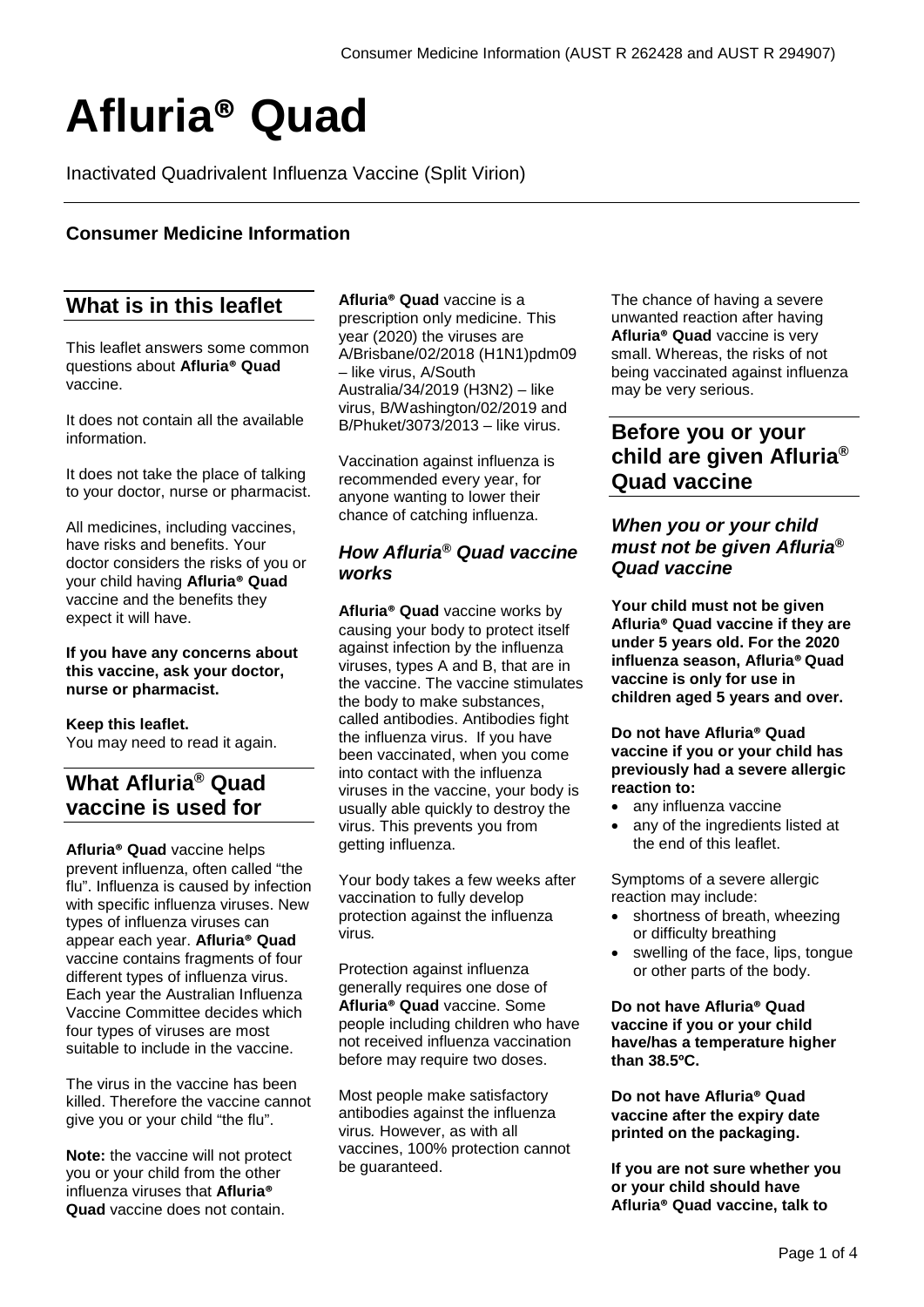# Afluria® Quad

Inactivated Quadrivalent Influenza Vaccine (Split Virion)

### Consumer Medicine Information

## What is in this leaflet

This leaflet answers some common questions about **Afluria® Quad** vaccine.

It does not contain all the available information.

It does not take the place of talking to your doctor, nurse or pharmacist.

All medicines, including vaccines, have risks and benefits. Your doctor considers the risks of you or your child having **Afluria® Quad** vaccine and the benefits they expect it will have.

**If you have any concerns about this vaccine, ask your doctor, nurse or pharmacist.**

**Keep this leaflet.**
You may need to read it again.

## What Afluria® Quad vaccine is used for

**Afluria® Quad** vaccine helps prevent influenza, often called "the flu". Influenza is caused by infection with specific influenza viruses. New types of influenza viruses can appear each year. **Afluria® Quad** vaccine contains fragments of four different types of influenza virus. Each year the Australian Influenza Vaccine Committee decides which four types of viruses are most suitable to include in the vaccine.

The virus in the vaccine has been killed. Therefore the vaccine cannot give you or your child "the flu".

**Note:** the vaccine will not protect you or your child from the other influenza viruses that **Afluria® Quad** vaccine does not contain.

**Afluria® Quad** vaccine is a prescription only medicine. This year (2020) the viruses are A/Brisbane/02/2018 (H1N1)pdm09 – like virus, A/South Australia/34/2019 (H3N2) – like virus, B/Washington/02/2019 and B/Phuket/3073/2013 – like virus.

Vaccination against influenza is recommended every year, for anyone wanting to lower their chance of catching influenza.

### *How Afluria® Quad vaccine works*

**Afluria® Quad** vaccine works by causing your body to protect itself against infection by the influenza viruses, types A and B, that are in the vaccine. The vaccine stimulates the body to make substances, called antibodies. Antibodies fight the influenza virus. If you have been vaccinated, when you come into contact with the influenza viruses in the vaccine, your body is usually able quickly to destroy the virus. This prevents you from getting influenza.

Your body takes a few weeks after vaccination to fully develop protection against the influenza virus.

Protection against influenza generally requires one dose of **Afluria® Quad** vaccine. Some people including children who have not received influenza vaccination before may require two doses.

Most people make satisfactory antibodies against the influenza virus. However, as with all vaccines, 100% protection cannot be guaranteed.

The chance of having a severe unwanted reaction after having **Afluria® Quad** vaccine is very small. Whereas, the risks of not being vaccinated against influenza may be very serious.

## Before you or your child are given Afluria® Quad vaccine

### *When you or your child must not be given Afluria® Quad vaccine*

**Your child must not be given Afluria® Quad vaccine if they are under 5 years old. For the 2020 influenza season, Afluria® Quad vaccine is only for use in children aged 5 years and over.**

**Do not have Afluria® Quad vaccine if you or your child has previously had a severe allergic reaction to:**

- any influenza vaccine
- any of the ingredients listed at the end of this leaflet.

Symptoms of a severe allergic reaction may include:

- shortness of breath, wheezing or difficulty breathing
- swelling of the face, lips, tongue or other parts of the body.

**Do not have Afluria® Quad vaccine if you or your child have/has a temperature higher than 38.5ºC.**

**Do not have Afluria® Quad vaccine after the expiry date printed on the packaging.**

**If you are not sure whether you or your child should have Afluria® Quad vaccine, talk to**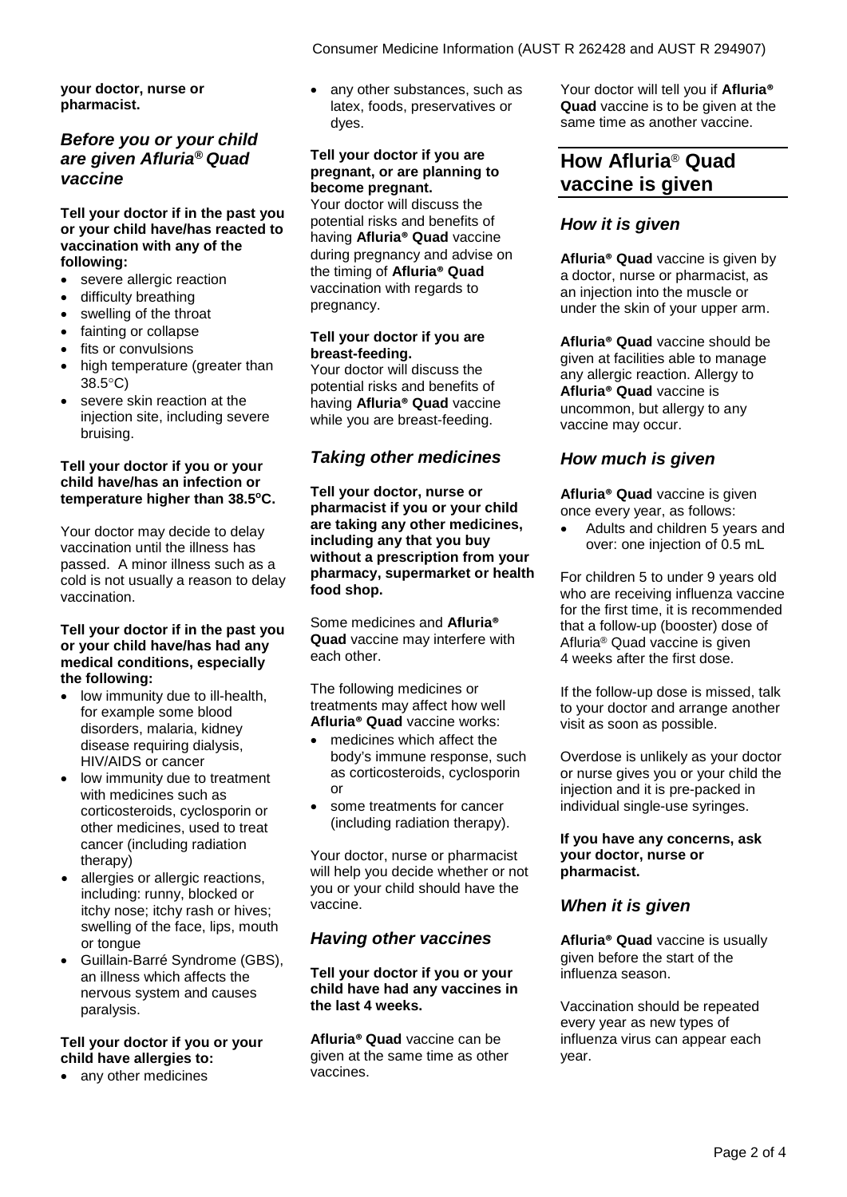**your doctor, nurse or pharmacist.**

### *Before you or your child are given Afluria® Quad vaccine*

**Tell your doctor if in the past you or your child have/has reacted to vaccination with any of the following:**

- severe allergic reaction
- difficulty breathing
- swelling of the throat
- fainting or collapse
- fits or convulsions
- high temperature (greater than 38.5°C)
- severe skin reaction at the injection site, including severe bruising.

**Tell your doctor if you or your child have/has an infection or temperature higher than 38.5°C.**

Your doctor may decide to delay vaccination until the illness has passed. A minor illness such as a cold is not usually a reason to delay vaccination.

**Tell your doctor if in the past you or your child have/has had any medical conditions, especially the following:**

- low immunity due to ill-health, for example some blood disorders, malaria, kidney disease requiring dialysis, HIV/AIDS or cancer
- low immunity due to treatment with medicines such as corticosteroids, cyclosporin or other medicines, used to treat cancer (including radiation therapy)
- allergies or allergic reactions, including: runny, blocked or itchy nose; itchy rash or hives; swelling of the face, lips, mouth or tongue
- Guillain-Barré Syndrome (GBS), an illness which affects the nervous system and causes paralysis.

**Tell your doctor if you or your child have allergies to:**

- any other medicines
- any other substances, such as latex, foods, preservatives or dyes.

**Tell your doctor if you are pregnant, or are planning to become pregnant.**

Your doctor will discuss the potential risks and benefits of having **Afluria® Quad** vaccine during pregnancy and advise on the timing of **Afluria® Quad** vaccination with regards to pregnancy.

**Tell your doctor if you are breast-feeding.**

Your doctor will discuss the potential risks and benefits of having **Afluria® Quad** vaccine while you are breast-feeding.

### *Taking other medicines*

**Tell your doctor, nurse or pharmacist if you or your child are taking any other medicines, including any that you buy without a prescription from your pharmacy, supermarket or health food shop.**

Some medicines and **Afluria® Quad** vaccine may interfere with each other.

The following medicines or treatments may affect how well **Afluria® Quad** vaccine works:

- medicines which affect the body's immune response, such as corticosteroids, cyclosporin or
- some treatments for cancer (including radiation therapy).

Your doctor, nurse or pharmacist will help you decide whether or not you or your child should have the vaccine.

### *Having other vaccines*

**Tell your doctor if you or your child have had any vaccines in the last 4 weeks.**

**Afluria® Quad** vaccine can be given at the same time as other vaccines.

Your doctor will tell you if **Afluria® Quad** vaccine is to be given at the same time as another vaccine.

## How Afluria® Quad vaccine is given

### *How it is given*

**Afluria® Quad** vaccine is given by a doctor, nurse or pharmacist, as an injection into the muscle or under the skin of your upper arm.

**Afluria® Quad** vaccine should be given at facilities able to manage any allergic reaction. Allergy to **Afluria® Quad** vaccine is uncommon, but allergy to any vaccine may occur.

### *How much is given*

**Afluria® Quad** vaccine is given once every year, as follows:

- Adults and children 5 years and over: one injection of 0.5 mL

For children 5 to under 9 years old who are receiving influenza vaccine for the first time, it is recommended that a follow-up (booster) dose of Afluria® Quad vaccine is given 4 weeks after the first dose.

If the follow-up dose is missed, talk to your doctor and arrange another visit as soon as possible.

Overdose is unlikely as your doctor or nurse gives you or your child the injection and it is pre-packed in individual single-use syringes.

**If you have any concerns, ask your doctor, nurse or pharmacist.**

### *When it is given*

**Afluria® Quad** vaccine is usually given before the start of the influenza season.

Vaccination should be repeated every year as new types of influenza virus can appear each year.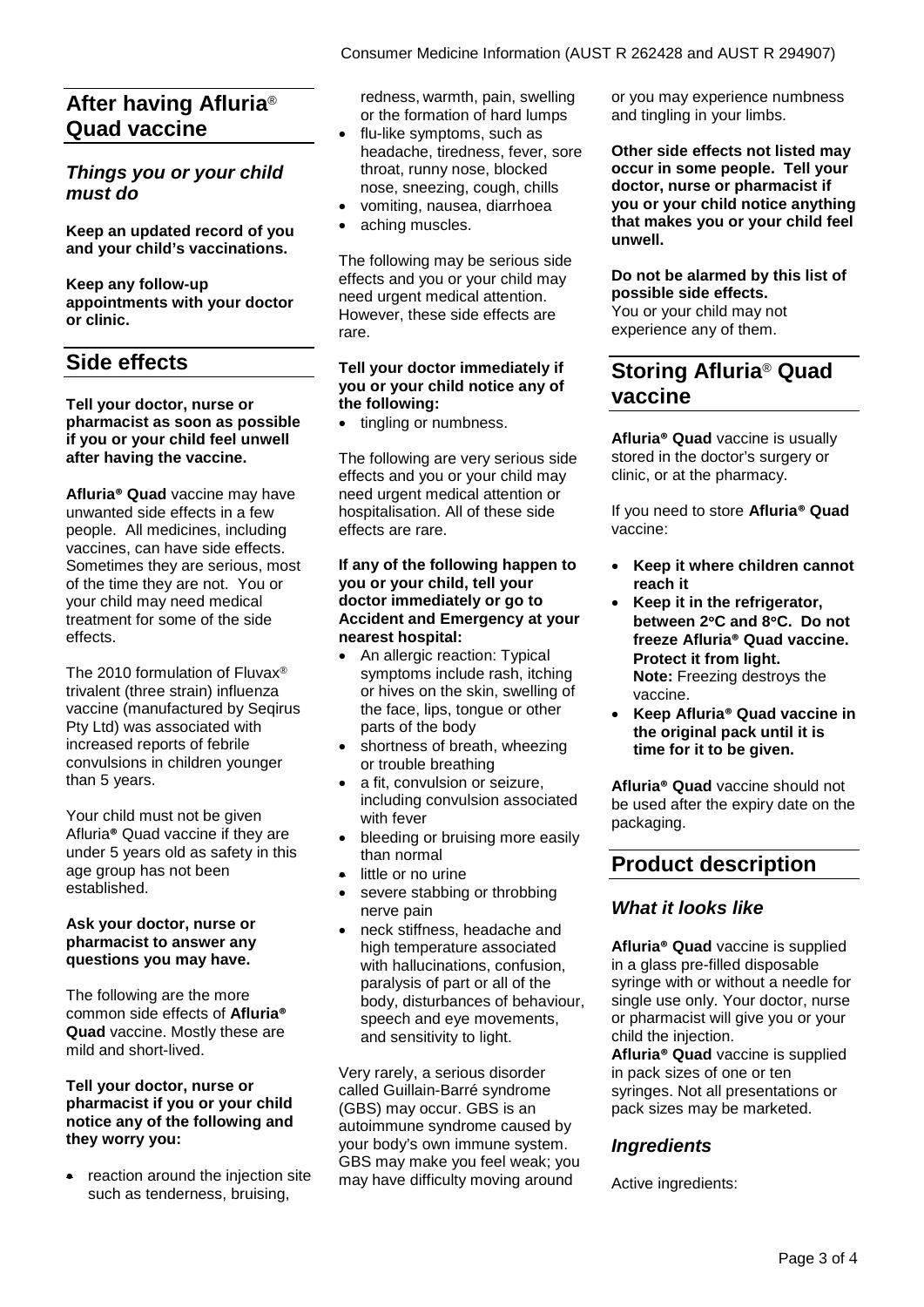## After having Afluria® Quad vaccine

### *Things you or your child must do*

**Keep an updated record of you and your child's vaccinations.**

**Keep any follow-up appointments with your doctor or clinic.**

## Side effects

**Tell your doctor, nurse or pharmacist as soon as possible if you or your child feel unwell after having the vaccine.**

**Afluria® Quad** vaccine may have unwanted side effects in a few people. All medicines, including vaccines, can have side effects. Sometimes they are serious, most of the time they are not. You or your child may need medical treatment for some of the side effects.

The 2010 formulation of Fluvax® trivalent (three strain) influenza vaccine (manufactured by Seqirus Pty Ltd) was associated with increased reports of febrile convulsions in children younger than 5 years.

Your child must not be given Afluria® Quad vaccine if they are under 5 years old as safety in this age group has not been established.

**Ask your doctor, nurse or pharmacist to answer any questions you may have.**

The following are the more common side effects of **Afluria® Quad** vaccine. Mostly these are mild and short-lived.

**Tell your doctor, nurse or pharmacist if you or your child notice any of the following and they worry you:**

- reaction around the injection site such as tenderness, bruising, redness, warmth, pain, swelling or the formation of hard lumps
- flu-like symptoms, such as headache, tiredness, fever, sore throat, runny nose, blocked nose, sneezing, cough, chills
- vomiting, nausea, diarrhoea
- aching muscles.

The following may be serious side effects and you or your child may need urgent medical attention. However, these side effects are rare.

**Tell your doctor immediately if you or your child notice any of the following:**

- tingling or numbness.

The following are very serious side effects and you or your child may need urgent medical attention or hospitalisation. All of these side effects are rare.

**If any of the following happen to you or your child, tell your doctor immediately or go to Accident and Emergency at your nearest hospital:**

- An allergic reaction: Typical symptoms include rash, itching or hives on the skin, swelling of the face, lips, tongue or other parts of the body
- shortness of breath, wheezing or trouble breathing
- a fit, convulsion or seizure, including convulsion associated with fever
- bleeding or bruising more easily than normal
- little or no urine
- severe stabbing or throbbing nerve pain
- neck stiffness, headache and high temperature associated with hallucinations, confusion, paralysis of part or all of the body, disturbances of behaviour, speech and eye movements, and sensitivity to light.

Very rarely, a serious disorder called Guillain-Barré syndrome (GBS) may occur. GBS is an autoimmune syndrome caused by your body's own immune system. GBS may make you feel weak; you may have difficulty moving around or you may experience numbness and tingling in your limbs.

**Other side effects not listed may occur in some people. Tell your doctor, nurse or pharmacist if you or your child notice anything that makes you or your child feel unwell.**

**Do not be alarmed by this list of possible side effects.**
You or your child may not experience any of them.

## Storing Afluria® Quad vaccine

**Afluria® Quad** vaccine is usually stored in the doctor's surgery or clinic, or at the pharmacy.

If you need to store **Afluria® Quad** vaccine:

- **Keep it where children cannot reach it**
- **Keep it in the refrigerator, between 2°C and 8°C. Do not freeze Afluria® Quad vaccine. Protect it from light.**
  **Note:** Freezing destroys the vaccine.
- **Keep Afluria® Quad vaccine in the original pack until it is time for it to be given.**

**Afluria® Quad** vaccine should not be used after the expiry date on the packaging.

## Product description

### *What it looks like*

**Afluria® Quad** vaccine is supplied in a glass pre-filled disposable syringe with or without a needle for single use only. Your doctor, nurse or pharmacist will give you or your child the injection.
**Afluria® Quad** vaccine is supplied in pack sizes of one or ten syringes. Not all presentations or pack sizes may be marketed.

### *Ingredients*

Active ingredients: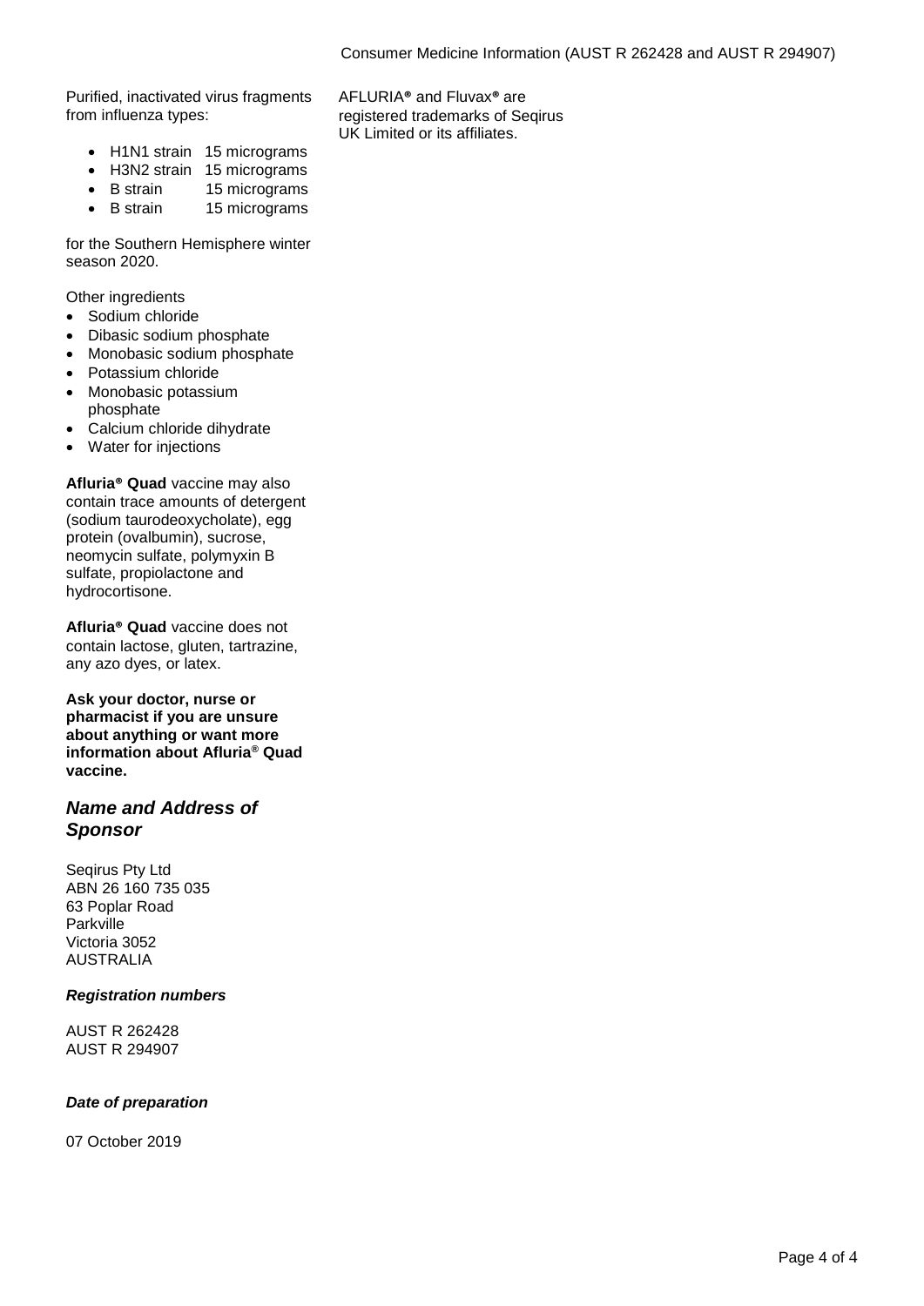Purified, inactivated virus fragments from influenza types:

- H1N1 strain 15 micrograms
- H3N2 strain 15 micrograms
- B strain 15 micrograms
- B strain 15 micrograms

for the Southern Hemisphere winter season 2020.

Other ingredients

- Sodium chloride
- Dibasic sodium phosphate
- Monobasic sodium phosphate
- Potassium chloride
- Monobasic potassium phosphate
- Calcium chloride dihydrate
- Water for injections

**Afluria® Quad** vaccine may also contain trace amounts of detergent (sodium taurodeoxycholate), egg protein (ovalbumin), sucrose, neomycin sulfate, polymyxin B sulfate, propiolactone and hydrocortisone.

**Afluria® Quad** vaccine does not contain lactose, gluten, tartrazine, any azo dyes, or latex.

**Ask your doctor, nurse or pharmacist if you are unsure about anything or want more information about Afluria® Quad vaccine.**

## *Name and Address of Sponsor*

Seqirus Pty Ltd
ABN 26 160 735 035
63 Poplar Road
Parkville
Victoria 3052
AUSTRALIA

### *Registration numbers*

AUST R 262428
AUST R 294907

### *Date of preparation*

07 October 2019

AFLURIA® and Fluvax® are registered trademarks of Seqirus UK Limited or its affiliates.